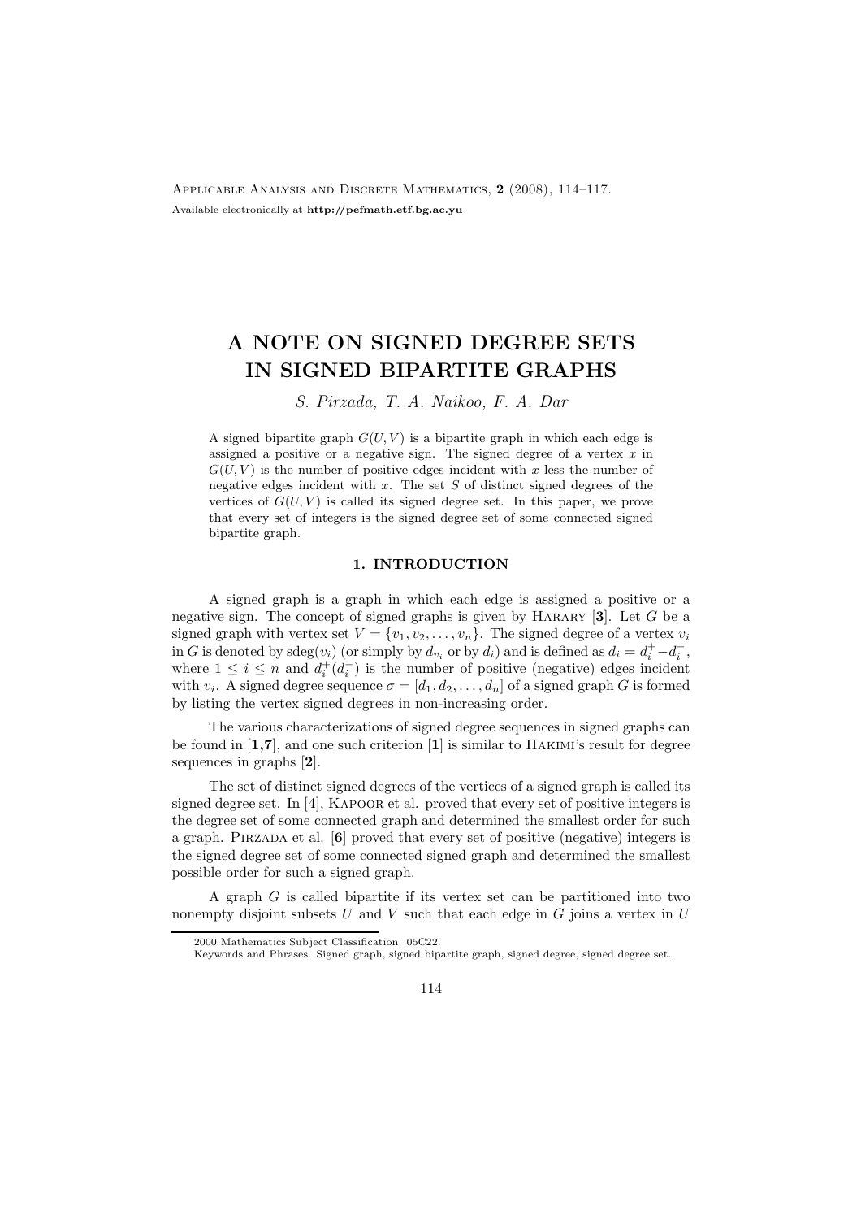# A NOTE ON SIGNED DEGREE SETS IN SIGNED BIPARTITE GRAPHS

*S. Pirzada, T. A. Naikoo, F. A. Dar*

A signed bipartite graph $G(U, V)$ is a bipartite graph in which each edge is assigned a positive or a negative sign. The signed degree of a vertex $x$ in $G(U, V)$ is the number of positive edges incident with $x$ less the number of negative edges incident with $x$. The set $S$ of distinct signed degrees of the vertices of $G(U, V)$ is called its signed degree set. In this paper, we prove that every set of integers is the signed degree set of some connected signed bipartite graph.

## 1. INTRODUCTION

A signed graph is a graph in which each edge is assigned a positive or a negative sign. The concept of signed graphs is given by Harary [**3**]. Let $G$ be a signed graph with vertex set $V = \{v_1, v_2, \ldots, v_n\}$. The signed degree of a vertex $v_i$ in $G$ is denoted by $\mathrm{sdeg}(v_i)$ (or simply by $d_{v_i}$ or by $d_i$) and is defined as $d_i = d_i^+ - d_i^-$, where $1 \le i \le n$ and $d_i^+ (d_i^-)$ is the number of positive (negative) edges incident with $v_i$. A signed degree sequence $\sigma = [d_1, d_2, \ldots, d_n]$ of a signed graph $G$ is formed by listing the vertex signed degrees in non-increasing order.

The various characterizations of signed degree sequences in signed graphs can be found in [**1,7**], and one such criterion [**1**] is similar to Hakimi's result for degree sequences in graphs [**2**].

The set of distinct signed degrees of the vertices of a signed graph is called its signed degree set. In [4], Kapoor et al. proved that every set of positive integers is the degree set of some connected graph and determined the smallest order for such a graph. Pirzada et al. [**6**] proved that every set of positive (negative) integers is the signed degree set of some connected signed graph and determined the smallest possible order for such a signed graph.

A graph $G$ is called bipartite if its vertex set can be partitioned into two nonempty disjoint subsets $U$ and $V$ such that each edge in $G$ joins a vertex in $U$

2000 Mathematics Subject Classification. 05C22.

Keywords and Phrases. Signed graph, signed bipartite graph, signed degree, signed degree set.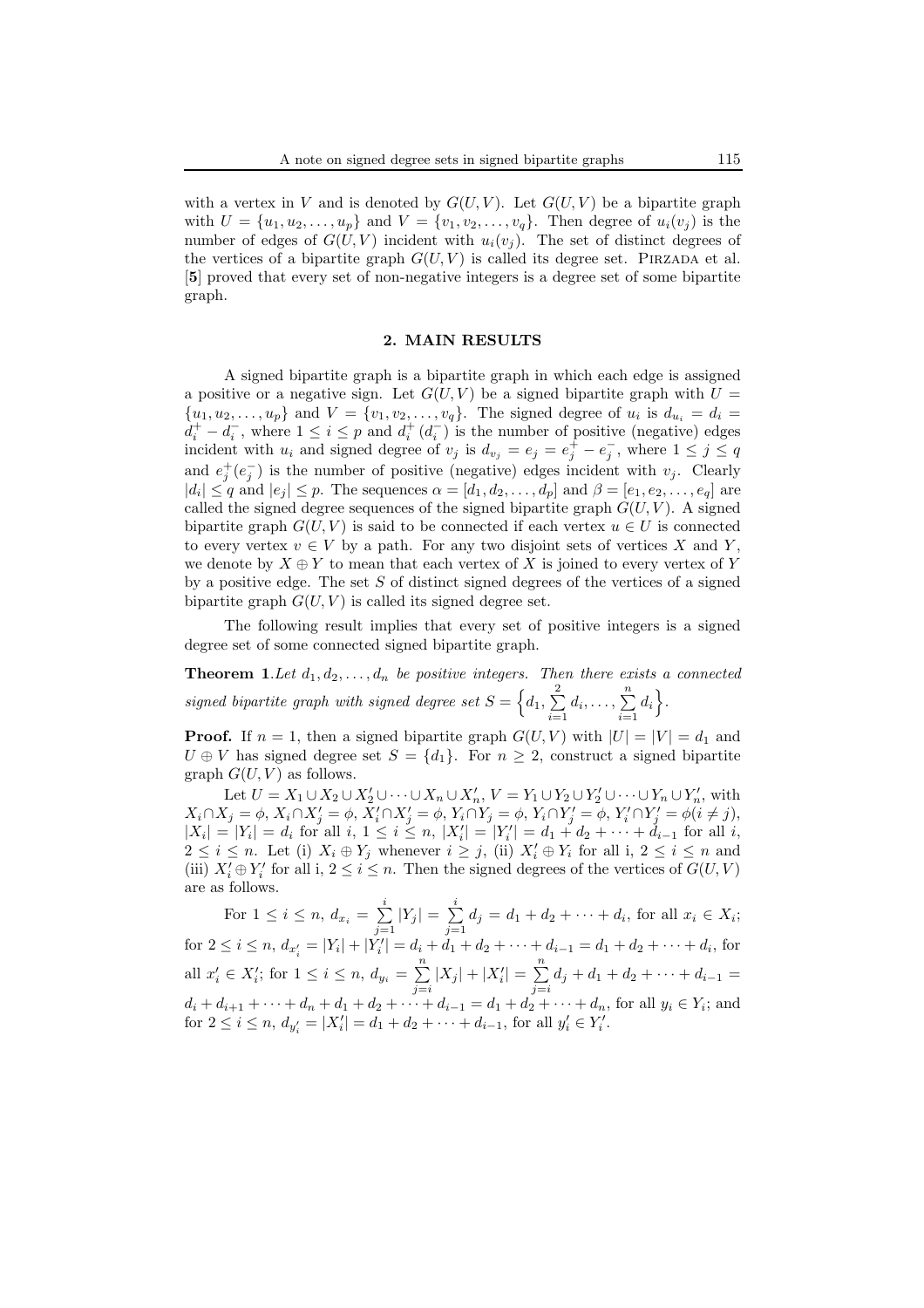with a vertex in $V$ and is denoted by $G(U,V)$. Let $G(U,V)$ be a bipartite graph with $U = \{u_1, u_2, \ldots, u_p\}$ and $V = \{v_1, v_2, \ldots, v_q\}$. Then degree of $u_i(v_j)$ is the number of edges of $G(U,V)$ incident with $u_i(v_j)$. The set of distinct degrees of the vertices of a bipartite graph $G(U,V)$ is called its degree set. Pirzada et al. [**5**] proved that every set of non-negative integers is a degree set of some bipartite graph.

## 2. MAIN RESULTS

A signed bipartite graph is a bipartite graph in which each edge is assigned a positive or a negative sign. Let $G(U,V)$ be a signed bipartite graph with $U = \{u_1, u_2, \ldots, u_p\}$ and $V = \{v_1, v_2, \ldots, v_q\}$. The signed degree of $u_i$ is $d_{u_i} = d_i = d_i^+ - d_i^-$, where $1 \leq i \leq p$ and $d_i^+$ $(d_i^-)$ is the number of positive (negative) edges incident with $u_i$ and signed degree of $v_j$ is $d_{v_j} = e_j = e_j^+ - e_j^-$, where $1 \leq j \leq q$ and $e_j^+(e_j^-)$ is the number of positive (negative) edges incident with $v_j$. Clearly $|d_i| \leq q$ and $|e_j| \leq p$. The sequences $\alpha = [d_1, d_2, \ldots, d_p]$ and $\beta = [e_1, e_2, \ldots, e_q]$ are called the signed degree sequences of the signed bipartite graph $G(U,V)$. A signed bipartite graph $G(U,V)$ is said to be connected if each vertex $u \in U$ is connected to every vertex $v \in V$ by a path. For any two disjoint sets of vertices $X$ and $Y$, we denote by $X \oplus Y$ to mean that each vertex of $X$ is joined to every vertex of $Y$ by a positive edge. The set $S$ of distinct signed degrees of the vertices of a signed bipartite graph $G(U,V)$ is called its signed degree set.

The following result implies that every set of positive integers is a signed degree set of some connected signed bipartite graph.

**Theorem 1**. *Let $d_1, d_2, \ldots, d_n$ be positive integers. Then there exists a connected signed bipartite graph with signed degree set $S = \left\{d_1, \sum_{i=1}^{2} d_i, \ldots, \sum_{i=1}^{n} d_i\right\}$.*

**Proof.** If $n = 1$, then a signed bipartite graph $G(U,V)$ with $|U| = |V| = d_1$ and $U \oplus V$ has signed degree set $S = \{d_1\}$. For $n \geq 2$, construct a signed bipartite graph $G(U,V)$ as follows.

Let $U = X_1 \cup X_2 \cup X_2' \cup \cdots \cup X_n \cup X_n'$, $V = Y_1 \cup Y_2 \cup Y_2' \cup \cdots \cup Y_n \cup Y_n'$, with $X_i \cap X_j = \phi$, $X_i \cap X_j' = \phi$, $X_i' \cap X_j' = \phi$, $Y_i \cap Y_j = \phi$, $Y_i \cap Y_j' = \phi$, $Y_i' \cap Y_j' = \phi (i \neq j)$, $|X_i| = |Y_i| = d_i$ for all $i$, $1 \leq i \leq n$, $|X_i'| = |Y_i'| = d_1 + d_2 + \cdots + d_{i-1}$ for all $i$, $2 \leq i \leq n$. Let (i) $X_i \oplus Y_j$ whenever $i \geq j$, (ii) $X_i' \oplus Y_i$ for all i, $2 \leq i \leq n$ and (iii) $X_i' \oplus Y_i'$ for all i, $2 \leq i \leq n$. Then the signed degrees of the vertices of $G(U,V)$ are as follows.

For $1 \leq i \leq n$, $d_{x_i} = \sum_{j=1}^{i} |Y_j| = \sum_{j=1}^{i} d_j = d_1 + d_2 + \cdots + d_i$, for all $x_i \in X_i$; for $2 \leq i \leq n$, $d_{x_i'} = |Y_i| + |Y_i'| = d_i + d_1 + d_2 + \cdots + d_{i-1} = d_1 + d_2 + \cdots + d_i$, for all $x_i' \in X_i'$; for $1 \leq i \leq n$, $d_{y_i} = \sum_{j=i}^{n} |X_j| + |X_i'| = \sum_{j=i}^{n} d_j + d_1 + d_2 + \cdots + d_{i-1} = d_i + d_{i+1} + \cdots + d_n + d_1 + d_2 + \cdots + d_{i-1} = d_1 + d_2 + \cdots + d_n$, for all $y_i \in Y_i$; and for $2 \leq i \leq n$, $d_{y_i'} = |X_i'| = d_1 + d_2 + \cdots + d_{i-1}$, for all $y_i' \in Y_i'$.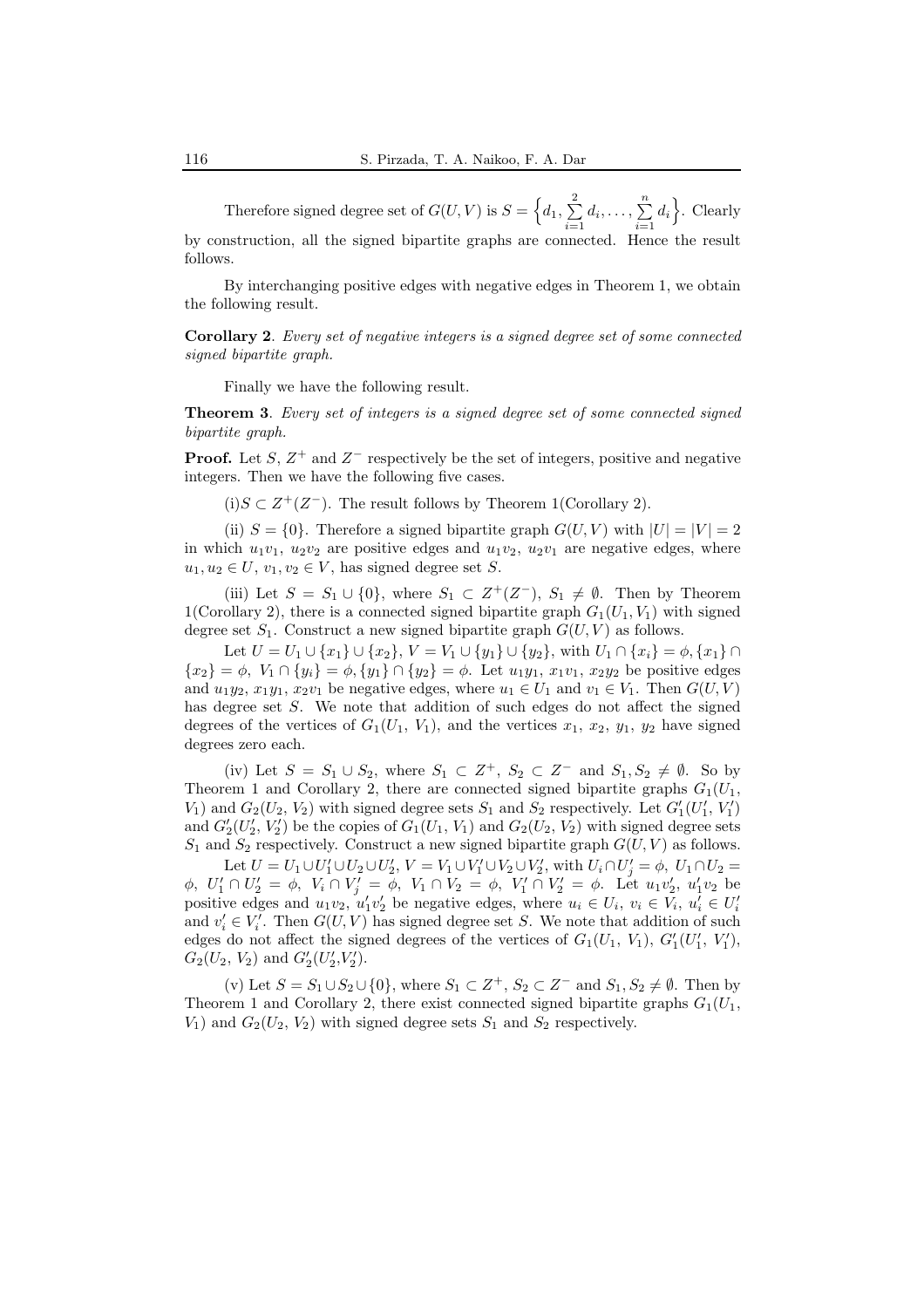Therefore signed degree set of $G(U,V)$ is $S = \left\{d_1, \sum_{i=1}^{2} d_i, \ldots, \sum_{i=1}^{n} d_i\right\}$. Clearly by construction, all the signed bipartite graphs are connected. Hence the result follows.

By interchanging positive edges with negative edges in Theorem 1, we obtain the following result.

**Corollary 2**. *Every set of negative integers is a signed degree set of some connected signed bipartite graph.*

Finally we have the following result.

**Theorem 3**. *Every set of integers is a signed degree set of some connected signed bipartite graph.*

**Proof.** Let $S$, $Z^+$ and $Z^-$ respectively be the set of integers, positive and negative integers. Then we have the following five cases.

(i)$S \subset Z^+(Z^-)$. The result follows by Theorem 1(Corollary 2).

(ii) $S = \{0\}$. Therefore a signed bipartite graph $G(U,V)$ with $|U| = |V| = 2$ in which $u_1v_1$, $u_2v_2$ are positive edges and $u_1v_2$, $u_2v_1$ are negative edges, where $u_1, u_2 \in U$, $v_1, v_2 \in V$, has signed degree set $S$.

(iii) Let $S = S_1 \cup \{0\}$, where $S_1 \subset Z^+(Z^-)$, $S_1 \neq \emptyset$. Then by Theorem 1(Corollary 2), there is a connected signed bipartite graph $G_1(U_1,V_1)$ with signed degree set $S_1$. Construct a new signed bipartite graph $G(U,V)$ as follows.

Let $U = U_1 \cup \{x_1\} \cup \{x_2\}$, $V = V_1 \cup \{y_1\} \cup \{y_2\}$, with $U_1 \cap \{x_i\} = \phi, \{x_1\} \cap \{x_2\} = \phi$, $V_1 \cap \{y_i\} = \phi, \{y_1\} \cap \{y_2\} = \phi$. Let $u_1y_1$, $x_1v_1$, $x_2y_2$ be positive edges and $u_1y_2$, $x_1y_1$, $x_2v_1$ be negative edges, where $u_1 \in U_1$ and $v_1 \in V_1$. Then $G(U,V)$ has degree set $S$. We note that addition of such edges do not affect the signed degrees of the vertices of $G_1(U_1, V_1)$, and the vertices $x_1$, $x_2$, $y_1$, $y_2$ have signed degrees zero each.

(iv) Let $S = S_1 \cup S_2$, where $S_1 \subset Z^+$, $S_2 \subset Z^-$ and $S_1, S_2 \neq \emptyset$. So by Theorem 1 and Corollary 2, there are connected signed bipartite graphs $G_1(U_1, V_1)$ and $G_2(U_2, V_2)$ with signed degree sets $S_1$ and $S_2$ respectively. Let $G_1'(U_1', V_1')$ and $G_2'(U_2', V_2')$ be the copies of $G_1(U_1, V_1)$ and $G_2(U_2, V_2)$ with signed degree sets $S_1$ and $S_2$ respectively. Construct a new signed bipartite graph $G(U,V)$ as follows.

Let $U = U_1 \cup U_1' \cup U_2 \cup U_2'$, $V = V_1 \cup V_1' \cup V_2 \cup V_2'$, with $U_i \cap U_j' = \phi$, $U_1 \cap U_2 = \phi$, $U_1' \cap U_2' = \phi$, $V_i \cap V_j' = \phi$, $V_1 \cap V_2 = \phi$, $V_1' \cap V_2' = \phi$. Let $u_1v_2'$, $u_1'v_2$ be positive edges and $u_1v_2$, $u_1'v_2'$ be negative edges, where $u_i \in U_i$, $v_i \in V_i$, $u_i' \in U_i'$ and $v_i' \in V_i'$. Then $G(U,V)$ has signed degree set $S$. We note that addition of such edges do not affect the signed degrees of the vertices of $G_1(U_1, V_1)$, $G_1'(U_1', V_1')$, $G_2(U_2, V_2)$ and $G_2'(U_2', V_2')$.

(v) Let $S = S_1 \cup S_2 \cup \{0\}$, where $S_1 \subset Z^+$, $S_2 \subset Z^-$ and $S_1, S_2 \neq \emptyset$. Then by Theorem 1 and Corollary 2, there exist connected signed bipartite graphs $G_1(U_1, V_1)$ and $G_2(U_2, V_2)$ with signed degree sets $S_1$ and $S_2$ respectively.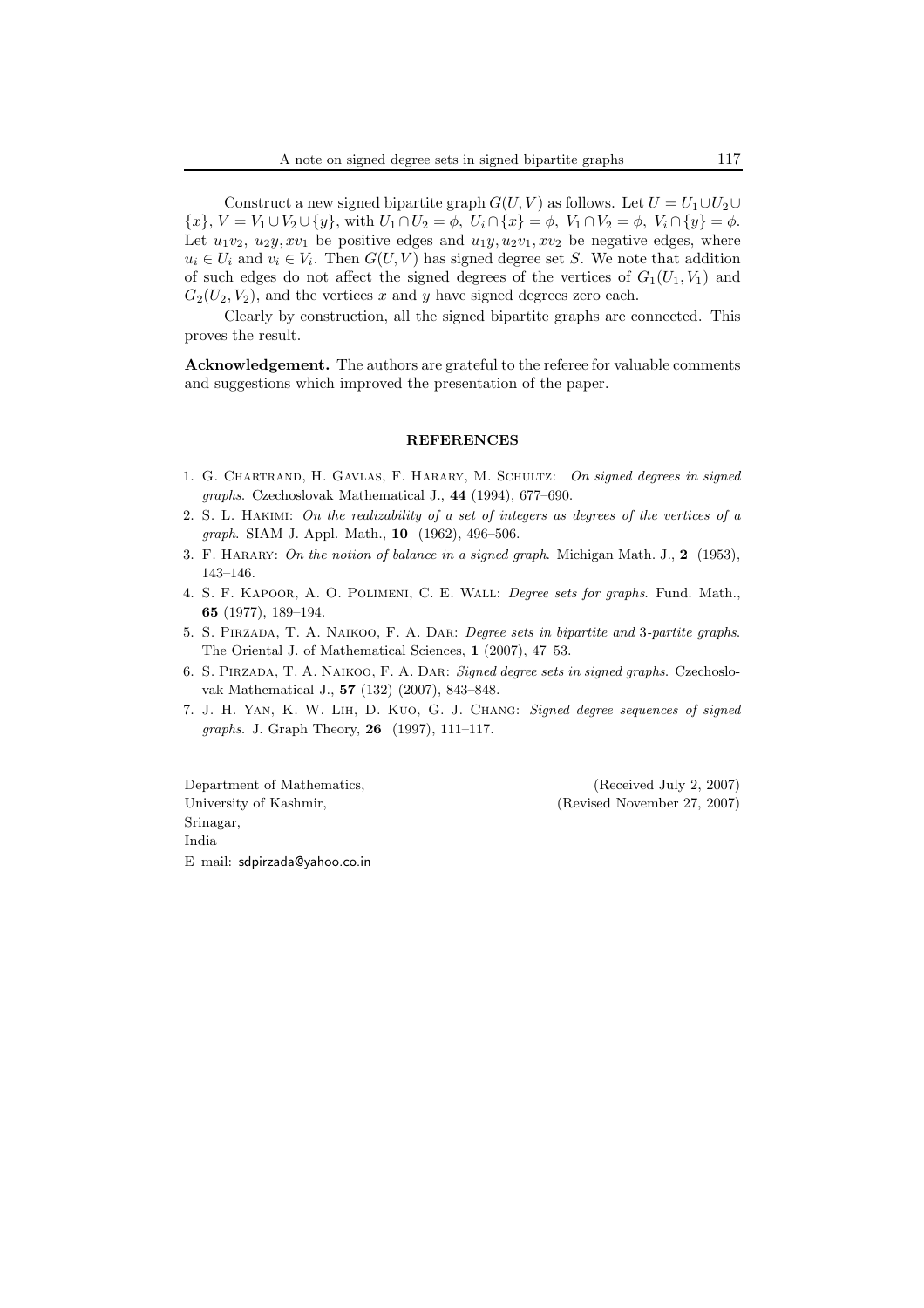Construct a new signed bipartite graph $G(U, V)$ as follows. Let $U = U_1 \cup U_2 \cup \{x\}$, $V = V_1 \cup V_2 \cup \{y\}$, with $U_1 \cap U_2 = \phi$, $U_i \cap \{x\} = \phi$, $V_1 \cap V_2 = \phi$, $V_i \cap \{y\} = \phi$. Let $u_1v_2$, $u_2y, xv_1$ be positive edges and $u_1y, u_2v_1, xv_2$ be negative edges, where $u_i \in U_i$ and $v_i \in V_i$. Then $G(U, V)$ has signed degree set $S$. We note that addition of such edges do not affect the signed degrees of the vertices of $G_1(U_1, V_1)$ and $G_2(U_2, V_2)$, and the vertices $x$ and $y$ have signed degrees zero each.

Clearly by construction, all the signed bipartite graphs are connected. This proves the result.

**Acknowledgement.** The authors are grateful to the referee for valuable comments and suggestions which improved the presentation of the paper.

## REFERENCES

1. G. Chartrand, H. Gavlas, F. Harary, M. Schultz: *On signed degrees in signed graphs*. Czechoslovak Mathematical J., **44** (1994), 677–690.
2. S. L. Hakimi: *On the realizability of a set of integers as degrees of the vertices of a graph*. SIAM J. Appl. Math., **10** (1962), 496–506.
3. F. Harary: *On the notion of balance in a signed graph*. Michigan Math. J., **2** (1953), 143–146.
4. S. F. Kapoor, A. O. Polimeni, C. E. Wall: *Degree sets for graphs*. Fund. Math., **65** (1977), 189–194.
5. S. Pirzada, T. A. Naikoo, F. A. Dar: *Degree sets in bipartite and 3-partite graphs*. The Oriental J. of Mathematical Sciences, **1** (2007), 47–53.
6. S. Pirzada, T. A. Naikoo, F. A. Dar: *Signed degree sets in signed graphs*. Czechoslovak Mathematical J., **57** (132) (2007), 843–848.
7. J. H. Yan, K. W. Lih, D. Kuo, G. J. Chang: *Signed degree sequences of signed graphs*. J. Graph Theory, **26** (1997), 111–117.

Department of Mathematics,
University of Kashmir,
Srinagar,
India
E–mail: sdpirzada@yahoo.co.in

(Received July 2, 2007)
(Revised November 27, 2007)